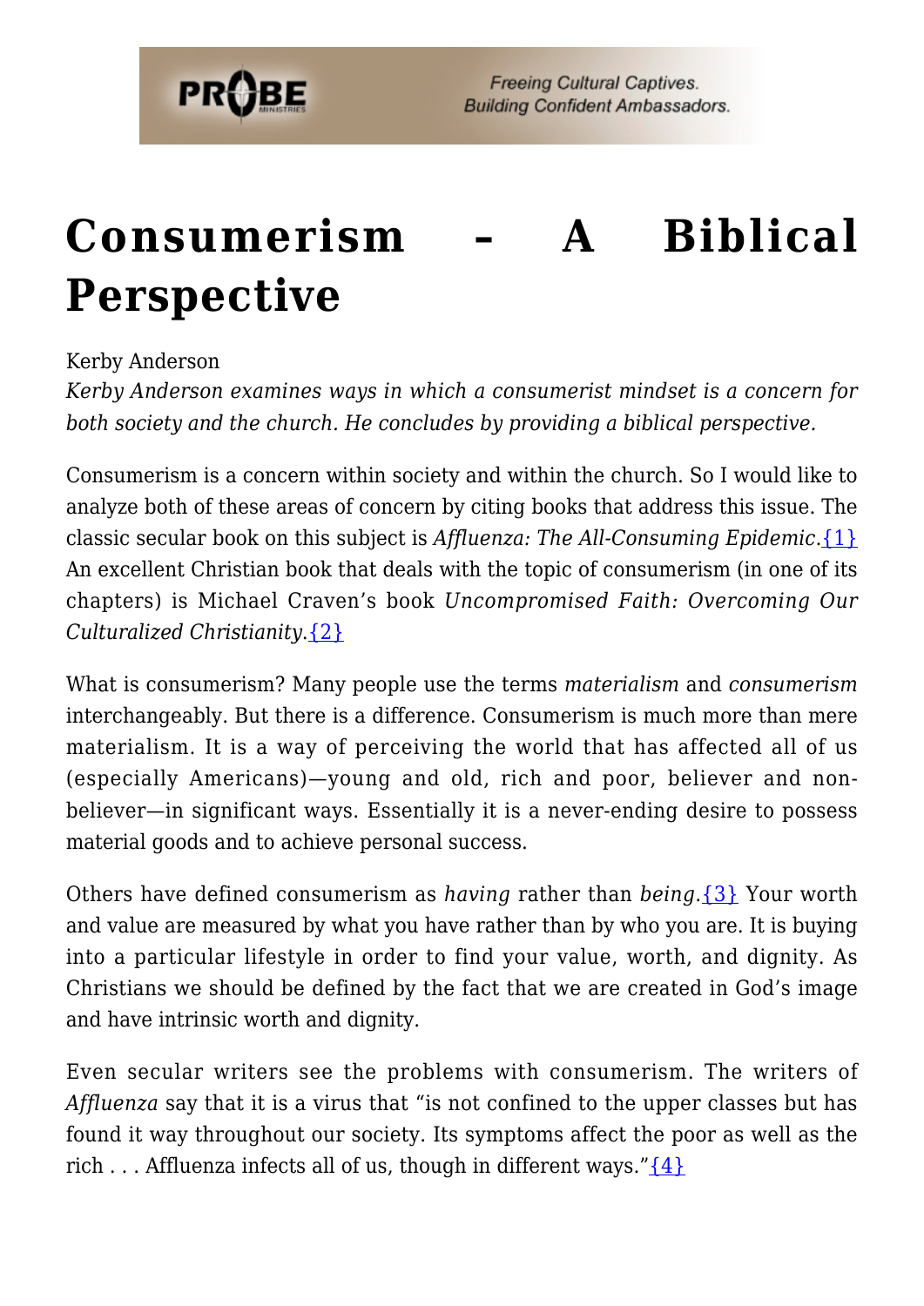# Consumerism – A Biblical Perspective

Kerby Anderson

*Kerby Anderson examines ways in which a consumerist mindset is a concern for both society and the church. He concludes by providing a biblical perspective.*

Consumerism is a concern within society and within the church. So I would like to analyze both of these areas of concern by citing books that address this issue. The classic secular book on this subject is *Affluenza: The All-Consuming Epidemic*.{1} An excellent Christian book that deals with the topic of consumerism (in one of its chapters) is Michael Craven's book *Uncompromised Faith: Overcoming Our Culturalized Christianity*.{2}

What is consumerism? Many people use the terms *materialism* and *consumerism* interchangeably. But there is a difference. Consumerism is much more than mere materialism. It is a way of perceiving the world that has affected all of us (especially Americans)—young and old, rich and poor, believer and non-believer—in significant ways. Essentially it is a never-ending desire to possess material goods and to achieve personal success.

Others have defined consumerism as *having* rather than *being*.{3} Your worth and value are measured by what you have rather than by who you are. It is buying into a particular lifestyle in order to find your value, worth, and dignity. As Christians we should be defined by the fact that we are created in God's image and have intrinsic worth and dignity.

Even secular writers see the problems with consumerism. The writers of *Affluenza* say that it is a virus that "is not confined to the upper classes but has found it way throughout our society. Its symptoms affect the poor as well as the rich . . . Affluenza infects all of us, though in different ways."{4}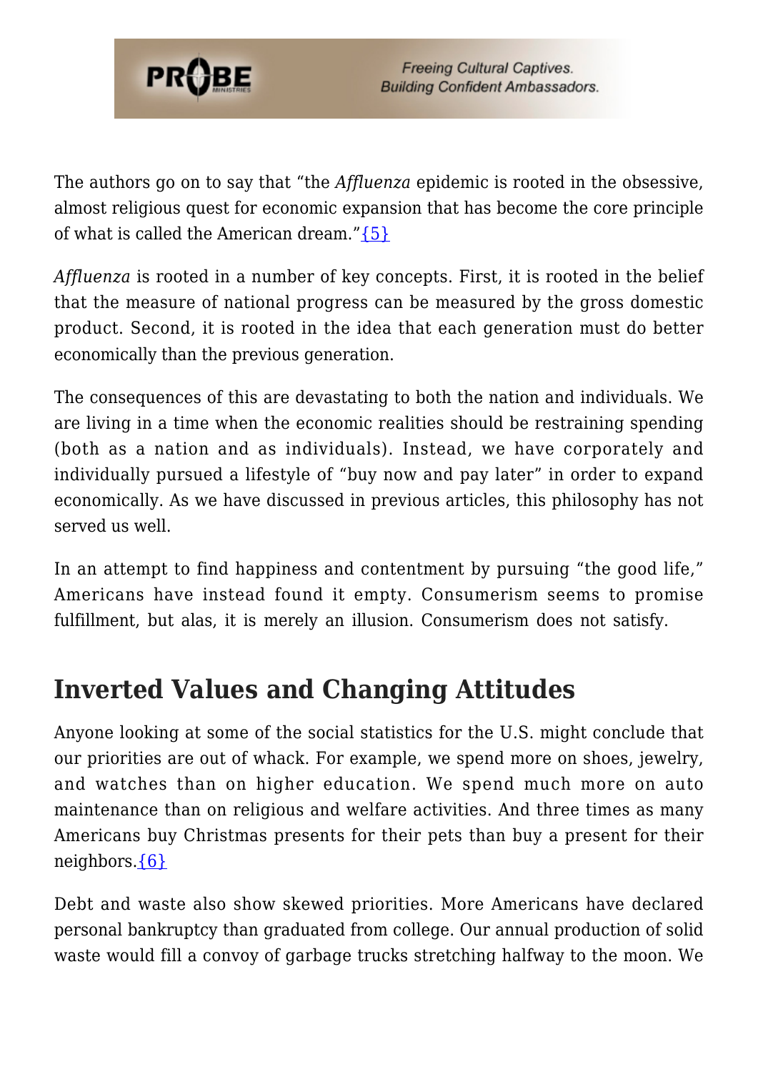The authors go on to say that "the *Affluenza* epidemic is rooted in the obsessive, almost religious quest for economic expansion that has become the core principle of what is called the American dream."{5}

*Affluenza* is rooted in a number of key concepts. First, it is rooted in the belief that the measure of national progress can be measured by the gross domestic product. Second, it is rooted in the idea that each generation must do better economically than the previous generation.

The consequences of this are devastating to both the nation and individuals. We are living in a time when the economic realities should be restraining spending (both as a nation and as individuals). Instead, we have corporately and individually pursued a lifestyle of "buy now and pay later" in order to expand economically. As we have discussed in previous articles, this philosophy has not served us well.

In an attempt to find happiness and contentment by pursuing "the good life," Americans have instead found it empty. Consumerism seems to promise fulfillment, but alas, it is merely an illusion. Consumerism does not satisfy.

## Inverted Values and Changing Attitudes

Anyone looking at some of the social statistics for the U.S. might conclude that our priorities are out of whack. For example, we spend more on shoes, jewelry, and watches than on higher education. We spend much more on auto maintenance than on religious and welfare activities. And three times as many Americans buy Christmas presents for their pets than buy a present for their neighbors.{6}

Debt and waste also show skewed priorities. More Americans have declared personal bankruptcy than graduated from college. Our annual production of solid waste would fill a convoy of garbage trucks stretching halfway to the moon. We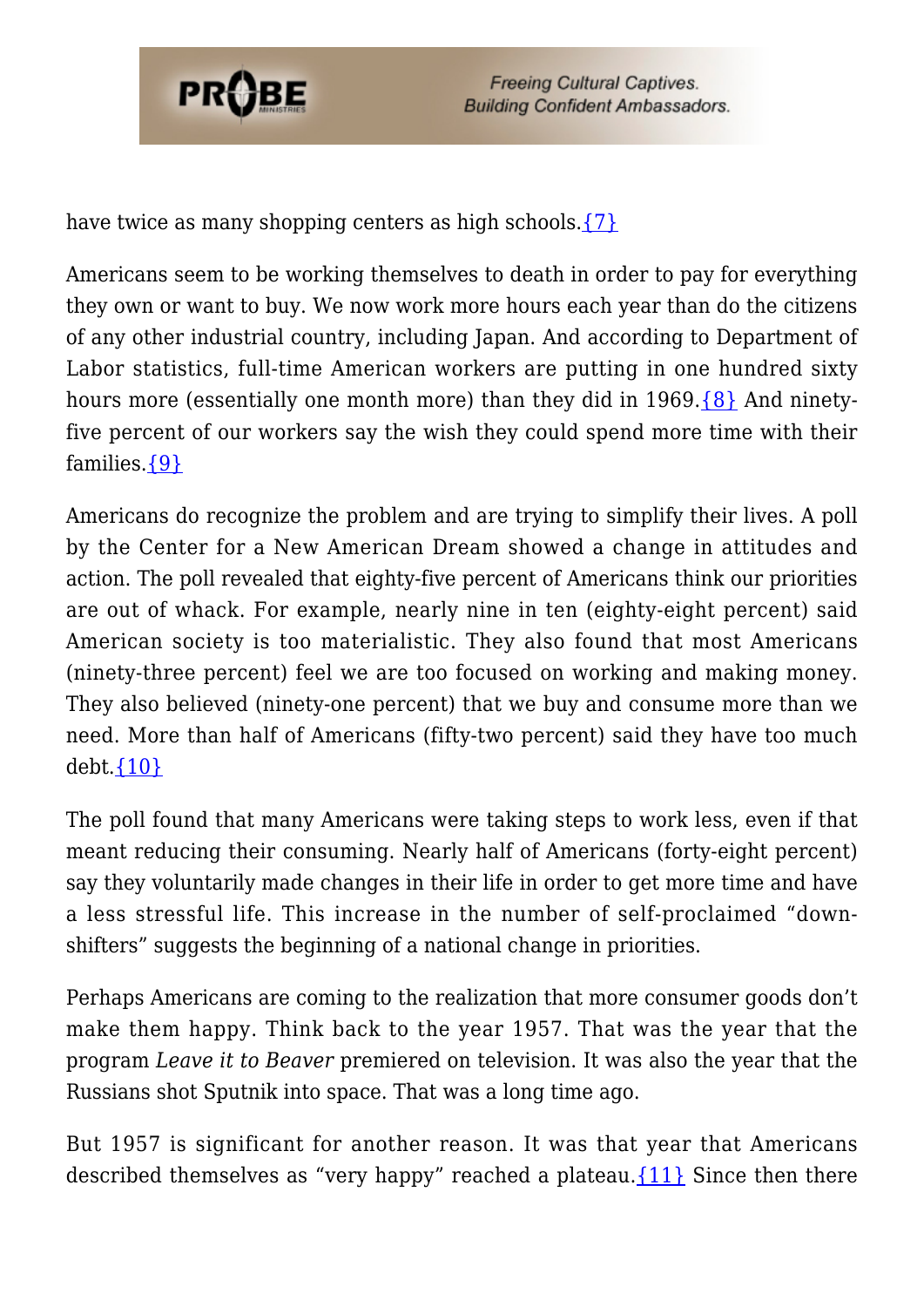have twice as many shopping centers as high schools.{7}

Americans seem to be working themselves to death in order to pay for everything they own or want to buy. We now work more hours each year than do the citizens of any other industrial country, including Japan. And according to Department of Labor statistics, full-time American workers are putting in one hundred sixty hours more (essentially one month more) than they did in 1969.{8} And ninety-five percent of our workers say the wish they could spend more time with their families.{9}

Americans do recognize the problem and are trying to simplify their lives. A poll by the Center for a New American Dream showed a change in attitudes and action. The poll revealed that eighty-five percent of Americans think our priorities are out of whack. For example, nearly nine in ten (eighty-eight percent) said American society is too materialistic. They also found that most Americans (ninety-three percent) feel we are too focused on working and making money. They also believed (ninety-one percent) that we buy and consume more than we need. More than half of Americans (fifty-two percent) said they have too much debt.{10}

The poll found that many Americans were taking steps to work less, even if that meant reducing their consuming. Nearly half of Americans (forty-eight percent) say they voluntarily made changes in their life in order to get more time and have a less stressful life. This increase in the number of self-proclaimed "down-shifters" suggests the beginning of a national change in priorities.

Perhaps Americans are coming to the realization that more consumer goods don't make them happy. Think back to the year 1957. That was the year that the program *Leave it to Beaver* premiered on television. It was also the year that the Russians shot Sputnik into space. That was a long time ago.

But 1957 is significant for another reason. It was that year that Americans described themselves as "very happy" reached a plateau.{11} Since then there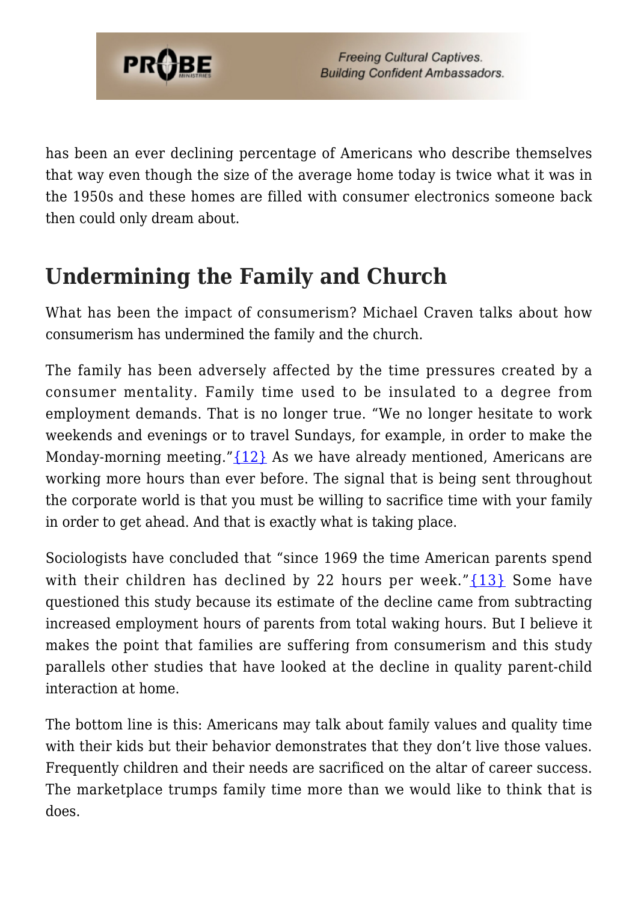has been an ever declining percentage of Americans who describe themselves that way even though the size of the average home today is twice what it was in the 1950s and these homes are filled with consumer electronics someone back then could only dream about.

## Undermining the Family and Church

What has been the impact of consumerism? Michael Craven talks about how consumerism has undermined the family and the church.

The family has been adversely affected by the time pressures created by a consumer mentality. Family time used to be insulated to a degree from employment demands. That is no longer true. "We no longer hesitate to work weekends and evenings or to travel Sundays, for example, in order to make the Monday-morning meeting."{12} As we have already mentioned, Americans are working more hours than ever before. The signal that is being sent throughout the corporate world is that you must be willing to sacrifice time with your family in order to get ahead. And that is exactly what is taking place.

Sociologists have concluded that "since 1969 the time American parents spend with their children has declined by 22 hours per week."{13} Some have questioned this study because its estimate of the decline came from subtracting increased employment hours of parents from total waking hours. But I believe it makes the point that families are suffering from consumerism and this study parallels other studies that have looked at the decline in quality parent-child interaction at home.

The bottom line is this: Americans may talk about family values and quality time with their kids but their behavior demonstrates that they don't live those values. Frequently children and their needs are sacrificed on the altar of career success. The marketplace trumps family time more than we would like to think that is does.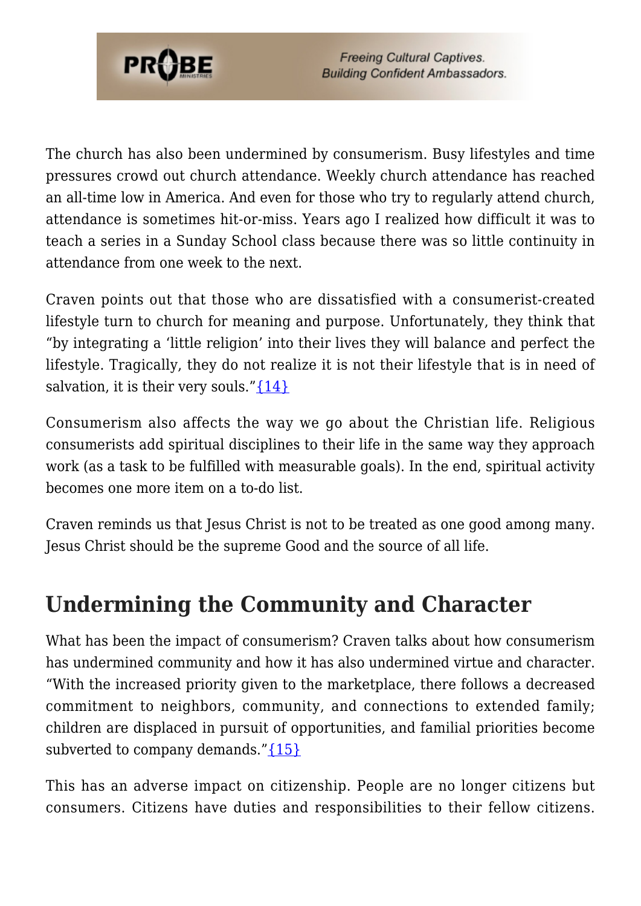The church has also been undermined by consumerism. Busy lifestyles and time pressures crowd out church attendance. Weekly church attendance has reached an all-time low in America. And even for those who try to regularly attend church, attendance is sometimes hit-or-miss. Years ago I realized how difficult it was to teach a series in a Sunday School class because there was so little continuity in attendance from one week to the next.

Craven points out that those who are dissatisfied with a consumerist-created lifestyle turn to church for meaning and purpose. Unfortunately, they think that "by integrating a 'little religion' into their lives they will balance and perfect the lifestyle. Tragically, they do not realize it is not their lifestyle that is in need of salvation, it is their very souls."{14}

Consumerism also affects the way we go about the Christian life. Religious consumerists add spiritual disciplines to their life in the same way they approach work (as a task to be fulfilled with measurable goals). In the end, spiritual activity becomes one more item on a to-do list.

Craven reminds us that Jesus Christ is not to be treated as one good among many. Jesus Christ should be the supreme Good and the source of all life.

## Undermining the Community and Character

What has been the impact of consumerism? Craven talks about how consumerism has undermined community and how it has also undermined virtue and character. "With the increased priority given to the marketplace, there follows a decreased commitment to neighbors, community, and connections to extended family; children are displaced in pursuit of opportunities, and familial priorities become subverted to company demands."{15}

This has an adverse impact on citizenship. People are no longer citizens but consumers. Citizens have duties and responsibilities to their fellow citizens.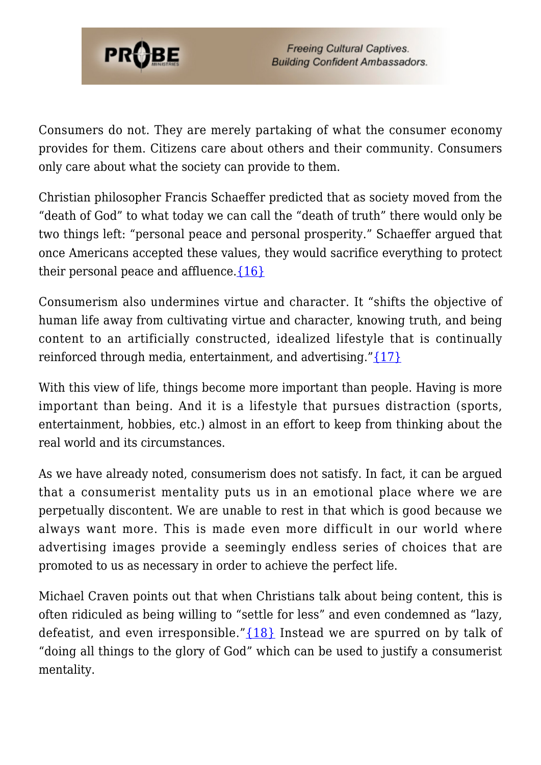Consumers do not. They are merely partaking of what the consumer economy provides for them. Citizens care about others and their community. Consumers only care about what the society can provide to them.

Christian philosopher Francis Schaeffer predicted that as society moved from the "death of God" to what today we can call the "death of truth" there would only be two things left: "personal peace and personal prosperity." Schaeffer argued that once Americans accepted these values, they would sacrifice everything to protect their personal peace and affluence.{16}

Consumerism also undermines virtue and character. It "shifts the objective of human life away from cultivating virtue and character, knowing truth, and being content to an artificially constructed, idealized lifestyle that is continually reinforced through media, entertainment, and advertising."{17}

With this view of life, things become more important than people. Having is more important than being. And it is a lifestyle that pursues distraction (sports, entertainment, hobbies, etc.) almost in an effort to keep from thinking about the real world and its circumstances.

As we have already noted, consumerism does not satisfy. In fact, it can be argued that a consumerist mentality puts us in an emotional place where we are perpetually discontent. We are unable to rest in that which is good because we always want more. This is made even more difficult in our world where advertising images provide a seemingly endless series of choices that are promoted to us as necessary in order to achieve the perfect life.

Michael Craven points out that when Christians talk about being content, this is often ridiculed as being willing to "settle for less" and even condemned as "lazy, defeatist, and even irresponsible."{18} Instead we are spurred on by talk of "doing all things to the glory of God" which can be used to justify a consumerist mentality.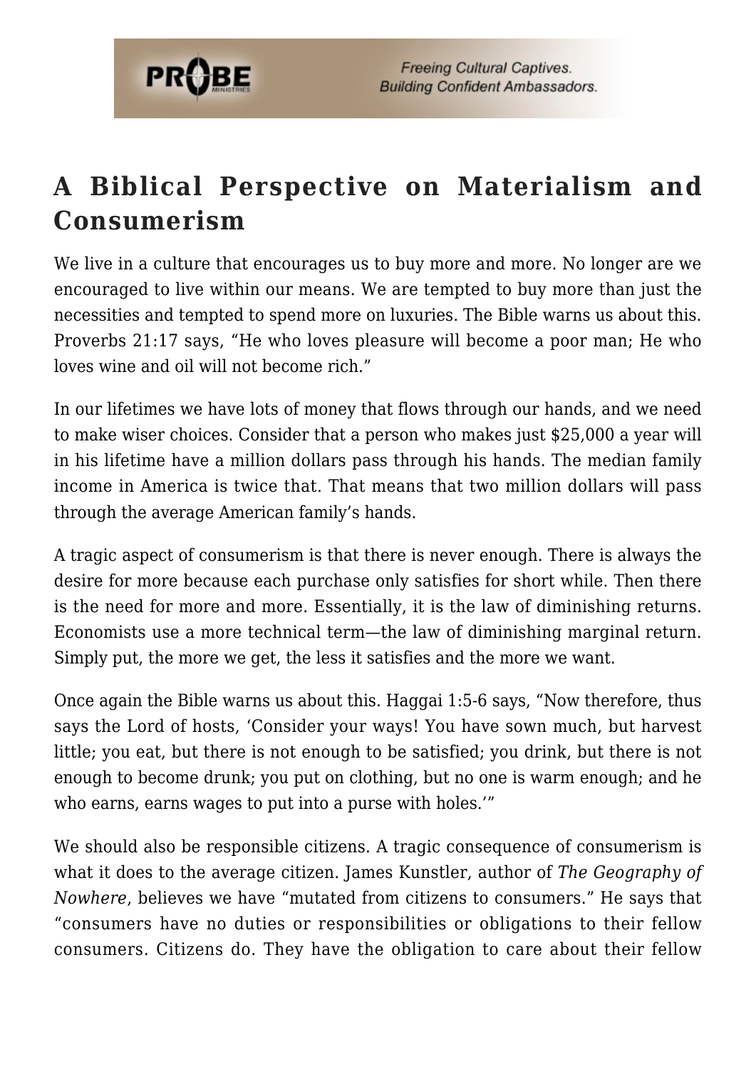## A Biblical Perspective on Materialism and Consumerism

We live in a culture that encourages us to buy more and more. No longer are we encouraged to live within our means. We are tempted to buy more than just the necessities and tempted to spend more on luxuries. The Bible warns us about this. Proverbs 21:17 says, "He who loves pleasure will become a poor man; He who loves wine and oil will not become rich."

In our lifetimes we have lots of money that flows through our hands, and we need to make wiser choices. Consider that a person who makes just $25,000 a year will in his lifetime have a million dollars pass through his hands. The median family income in America is twice that. That means that two million dollars will pass through the average American family's hands.

A tragic aspect of consumerism is that there is never enough. There is always the desire for more because each purchase only satisfies for short while. Then there is the need for more and more. Essentially, it is the law of diminishing returns. Economists use a more technical term—the law of diminishing marginal return. Simply put, the more we get, the less it satisfies and the more we want.

Once again the Bible warns us about this. Haggai 1:5-6 says, "Now therefore, thus says the Lord of hosts, 'Consider your ways! You have sown much, but harvest little; you eat, but there is not enough to be satisfied; you drink, but there is not enough to become drunk; you put on clothing, but no one is warm enough; and he who earns, earns wages to put into a purse with holes.'"

We should also be responsible citizens. A tragic consequence of consumerism is what it does to the average citizen. James Kunstler, author of *The Geography of Nowhere*, believes we have "mutated from citizens to consumers." He says that "consumers have no duties or responsibilities or obligations to their fellow consumers. Citizens do. They have the obligation to care about their fellow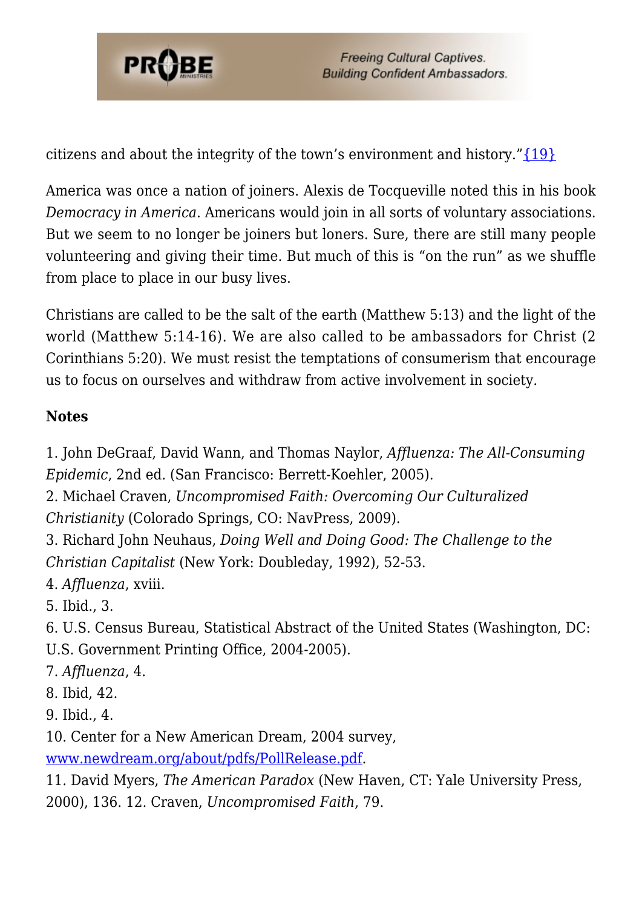citizens and about the integrity of the town's environment and history."{19}

America was once a nation of joiners. Alexis de Tocqueville noted this in his book *Democracy in America*. Americans would join in all sorts of voluntary associations. But we seem to no longer be joiners but loners. Sure, there are still many people volunteering and giving their time. But much of this is "on the run" as we shuffle from place to place in our busy lives.

Christians are called to be the salt of the earth (Matthew 5:13) and the light of the world (Matthew 5:14-16). We are also called to be ambassadors for Christ (2 Corinthians 5:20). We must resist the temptations of consumerism that encourage us to focus on ourselves and withdraw from active involvement in society.

**Notes**

1. John DeGraaf, David Wann, and Thomas Naylor, *Affluenza: The All-Consuming Epidemic*, 2nd ed. (San Francisco: Berrett-Koehler, 2005).
2. Michael Craven, *Uncompromised Faith: Overcoming Our Culturalized Christianity* (Colorado Springs, CO: NavPress, 2009).
3. Richard John Neuhaus, *Doing Well and Doing Good: The Challenge to the Christian Capitalist* (New York: Doubleday, 1992), 52-53.
4. *Affluenza*, xviii.
5. Ibid., 3.
6. U.S. Census Bureau, Statistical Abstract of the United States (Washington, DC: U.S. Government Printing Office, 2004-2005).
7. *Affluenza*, 4.
8. Ibid, 42.
9. Ibid., 4.
10. Center for a New American Dream, 2004 survey, www.newdream.org/about/pdfs/PollRelease.pdf.
11. David Myers, *The American Paradox* (New Haven, CT: Yale University Press, 2000), 136. 12. Craven, *Uncompromised Faith*, 79.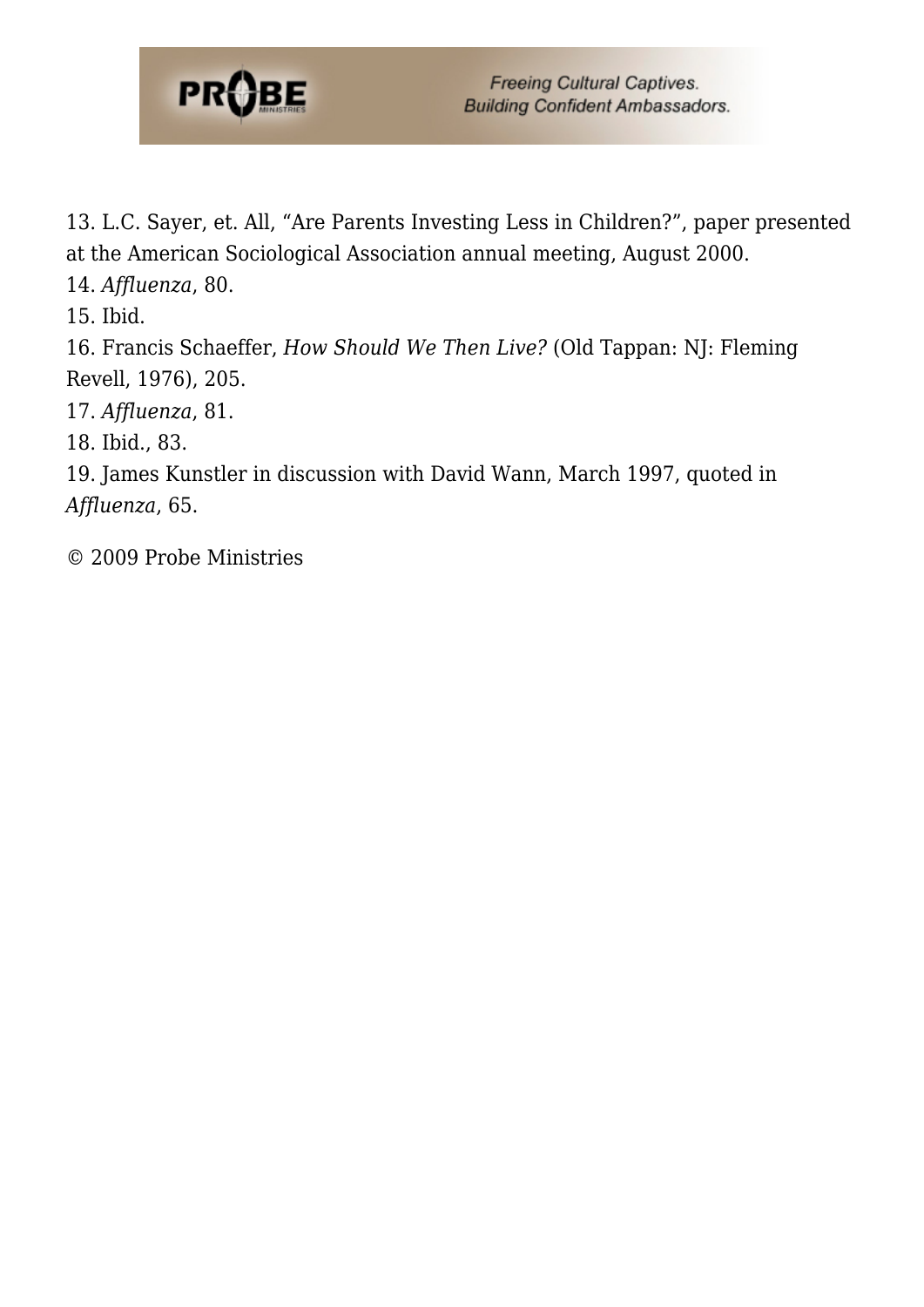13. L.C. Sayer, et. All, "Are Parents Investing Less in Children?", paper presented at the American Sociological Association annual meeting, August 2000.
14. *Affluenza*, 80.
15. Ibid.
16. Francis Schaeffer, *How Should We Then Live?* (Old Tappan: NJ: Fleming Revell, 1976), 205.
17. *Affluenza*, 81.
18. Ibid., 83.
19. James Kunstler in discussion with David Wann, March 1997, quoted in *Affluenza*, 65.

© 2009 Probe Ministries